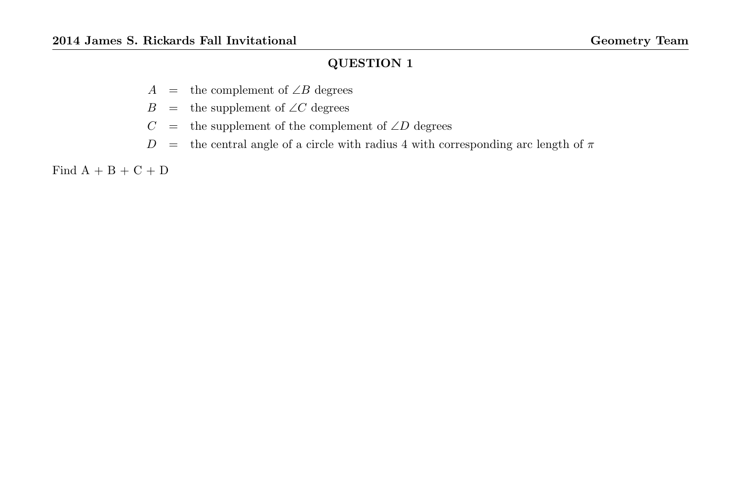## QUESTION 1

$A$ = the complement of $\angle B$ degrees

$B$ = the supplement of $\angle C$ degrees

$C$ = the supplement of the complement of $\angle D$ degrees

$D$ = the central angle of a circle with radius 4 with corresponding arc length of $\pi$

Find A + B + C + D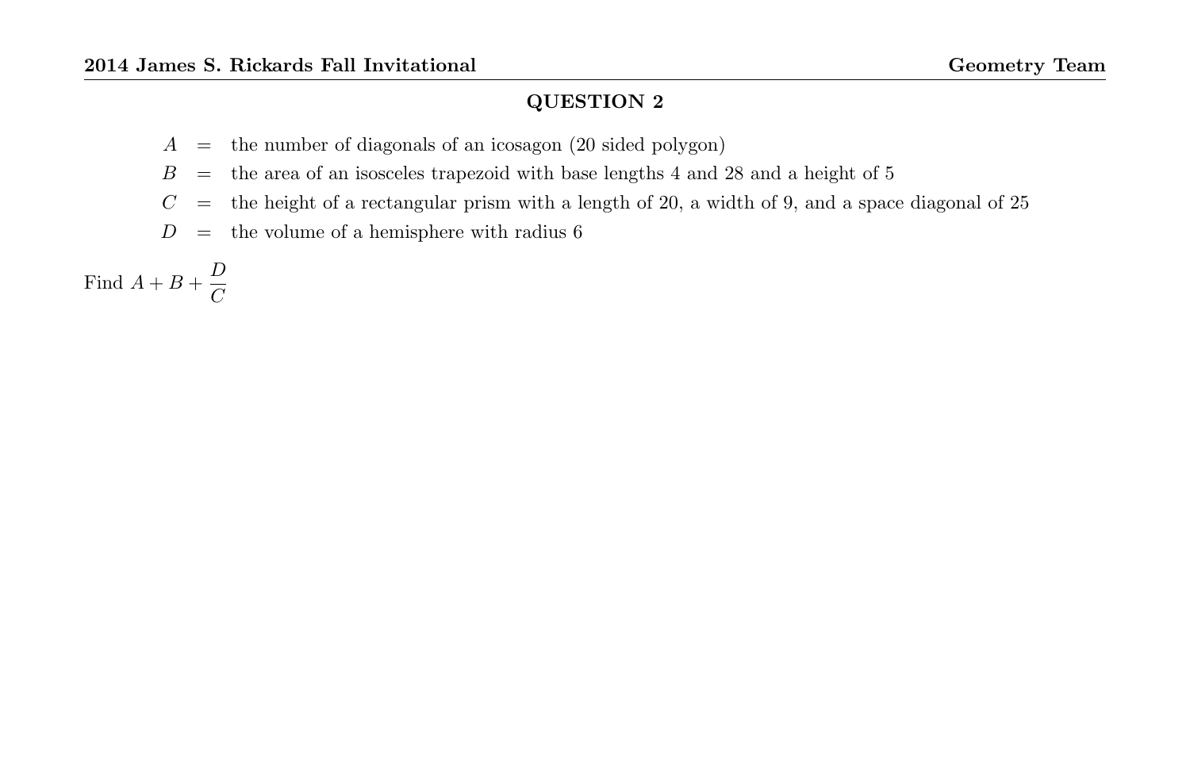## QUESTION 2

$A$ = the number of diagonals of an icosagon (20 sided polygon)

$B$ = the area of an isosceles trapezoid with base lengths 4 and 28 and a height of 5

$C$ = the height of a rectangular prism with a length of 20, a width of 9, and a space diagonal of 25

$D$ = the volume of a hemisphere with radius 6

Find $A + B + \dfrac{D}{C}$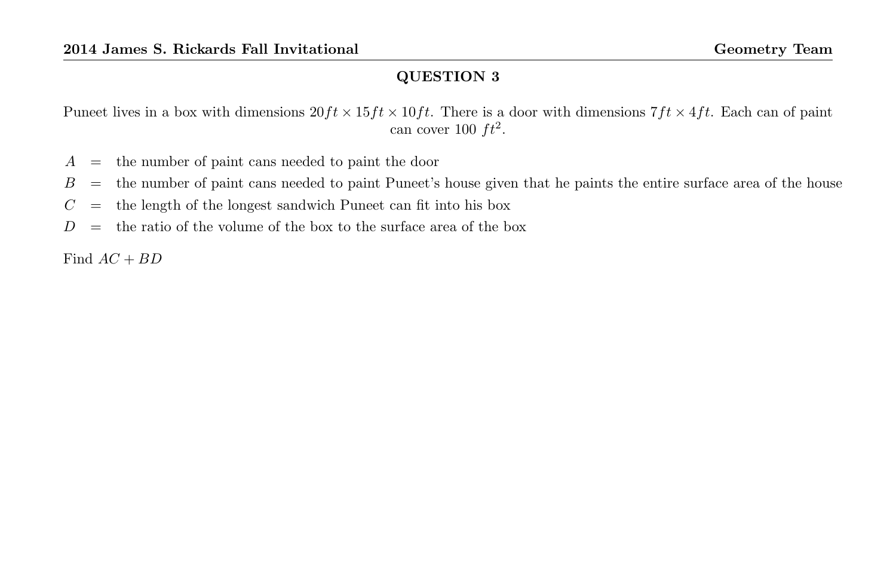## QUESTION 3

Puneet lives in a box with dimensions $20ft \times 15ft \times 10ft$. There is a door with dimensions $7ft \times 4ft$. Each can of paint can cover 100 $ft^2$.

$A$ = the number of paint cans needed to paint the door

$B$ = the number of paint cans needed to paint Puneet's house given that he paints the entire surface area of the house

$C$ = the length of the longest sandwich Puneet can fit into his box

$D$ = the ratio of the volume of the box to the surface area of the box

Find $AC + BD$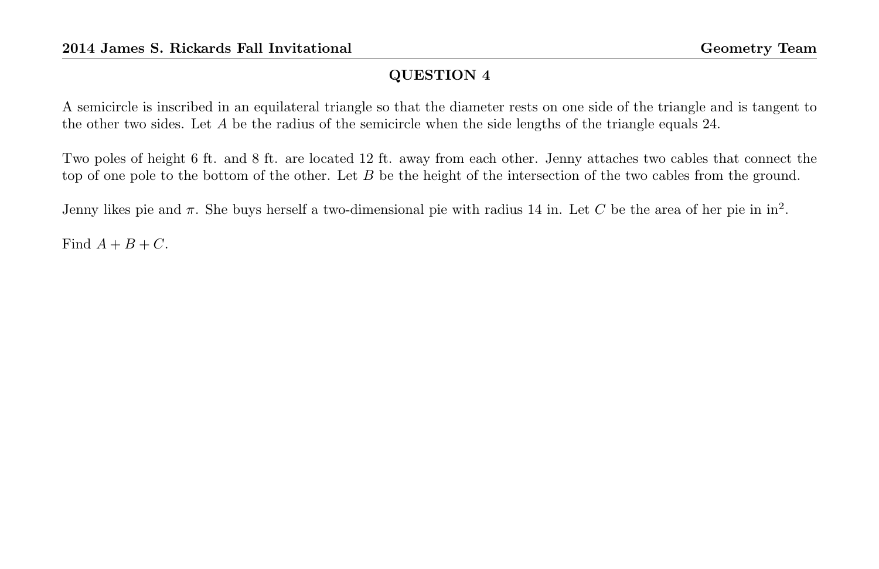## QUESTION 4

A semicircle is inscribed in an equilateral triangle so that the diameter rests on one side of the triangle and is tangent to the other two sides. Let $A$ be the radius of the semicircle when the side lengths of the triangle equals 24.

Two poles of height 6 ft. and 8 ft. are located 12 ft. away from each other. Jenny attaches two cables that connect the top of one pole to the bottom of the other. Let $B$ be the height of the intersection of the two cables from the ground.

Jenny likes pie and $\pi$. She buys herself a two-dimensional pie with radius 14 in. Let $C$ be the area of her pie in in$^2$.

Find $A + B + C$.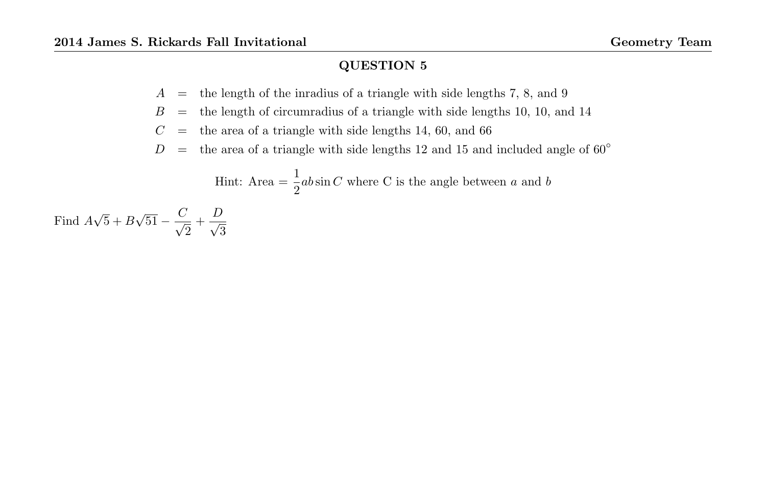## QUESTION 5

$A$ = the length of the inradius of a triangle with side lengths 7, 8, and 9

$B$ = the length of circumradius of a triangle with side lengths 10, 10, and 14

$C$ = the area of a triangle with side lengths 14, 60, and 66

$D$ = the area of a triangle with side lengths 12 and 15 and included angle of $60^\circ$

Hint: Area $= \dfrac{1}{2}ab\sin C$ where C is the angle between $a$ and $b$

Find $A\sqrt{5} + B\sqrt{51} - \dfrac{C}{\sqrt{2}} + \dfrac{D}{\sqrt{3}}$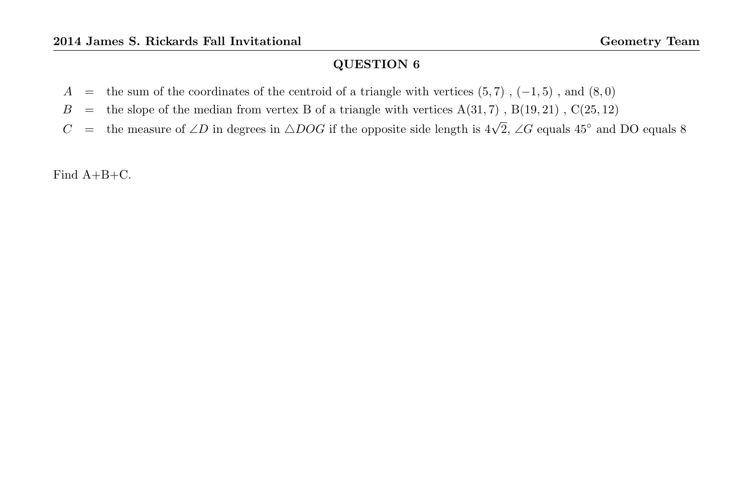## QUESTION 6

| | | |
|---|---|---|
| $A$ | $=$ | the sum of the coordinates of the centroid of a triangle with vertices $(5, 7)$ , $(-1, 5)$ , and $(8, 0)$ |
| $B$ | $=$ | the slope of the median from vertex B of a triangle with vertices A$(31, 7)$ , B$(19, 21)$ , C$(25, 12)$ |
| $C$ | $=$ | the measure of $\angle D$ in degrees in $\triangle DOG$ if the opposite side length is $4\sqrt{2}$, $\angle G$ equals $45°$ and DO equals 8 |

Find A+B+C.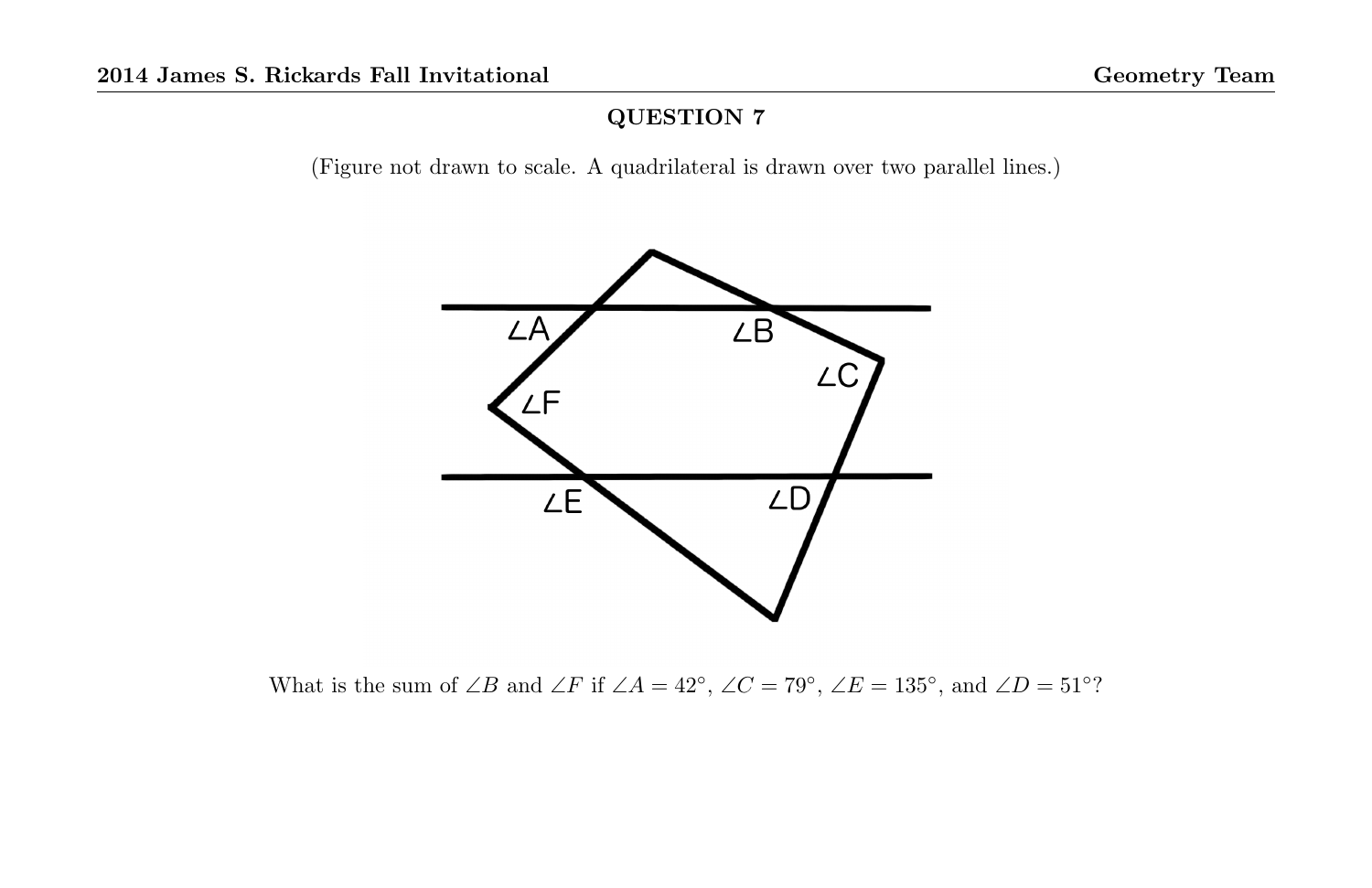## QUESTION 7

(Figure not drawn to scale. A quadrilateral is drawn over two parallel lines.)

What is the sum of $\angle B$ and $\angle F$ if $\angle A = 42^\circ$, $\angle C = 79^\circ$, $\angle E = 135^\circ$, and $\angle D = 51^\circ$?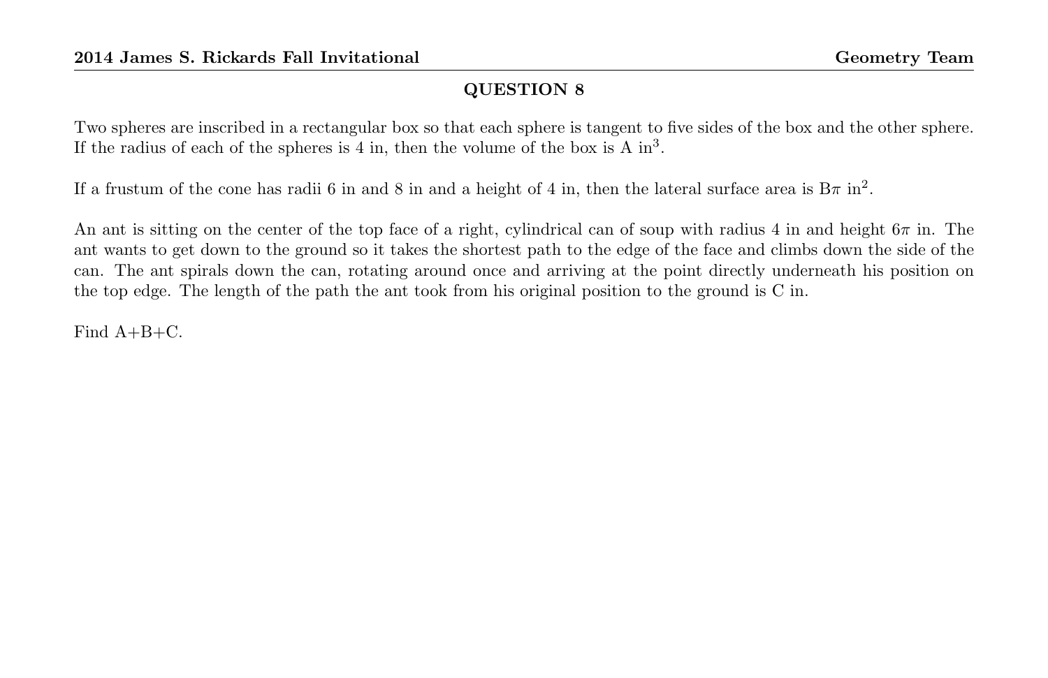## QUESTION 8

Two spheres are inscribed in a rectangular box so that each sphere is tangent to five sides of the box and the other sphere. If the radius of each of the spheres is 4 in, then the volume of the box is A in$^3$.

If a frustum of the cone has radii 6 in and 8 in and a height of 4 in, then the lateral surface area is B$\pi$ in$^2$.

An ant is sitting on the center of the top face of a right, cylindrical can of soup with radius 4 in and height $6\pi$ in. The ant wants to get down to the ground so it takes the shortest path to the edge of the face and climbs down the side of the can. The ant spirals down the can, rotating around once and arriving at the point directly underneath his position on the top edge. The length of the path the ant took from his original position to the ground is C in.

Find A+B+C.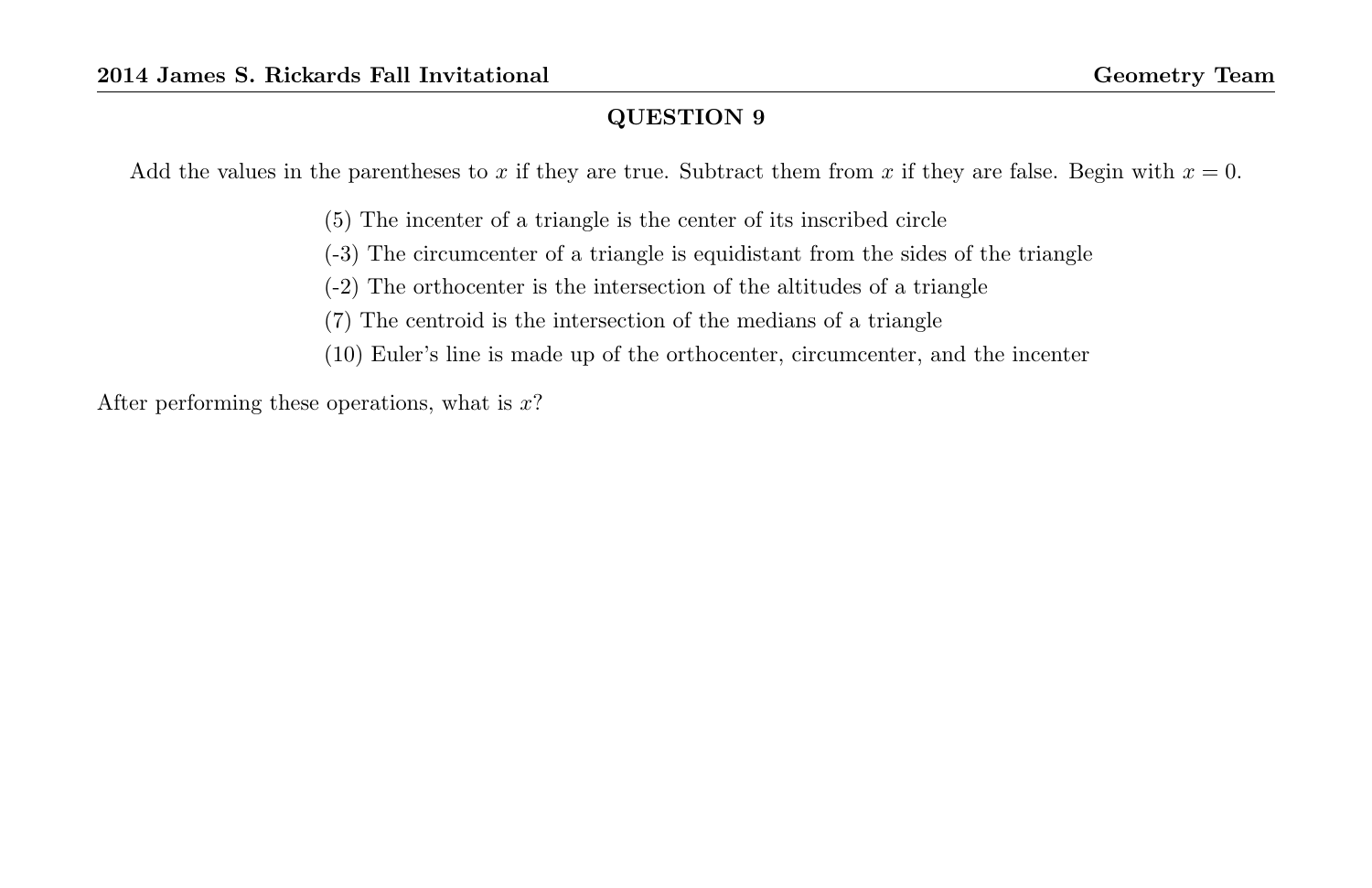## QUESTION 9

Add the values in the parentheses to $x$ if they are true. Subtract them from $x$ if they are false. Begin with $x = 0$.

(5) The incenter of a triangle is the center of its inscribed circle

(-3) The circumcenter of a triangle is equidistant from the sides of the triangle

(-2) The orthocenter is the intersection of the altitudes of a triangle

(7) The centroid is the intersection of the medians of a triangle

(10) Euler's line is made up of the orthocenter, circumcenter, and the incenter

After performing these operations, what is $x$?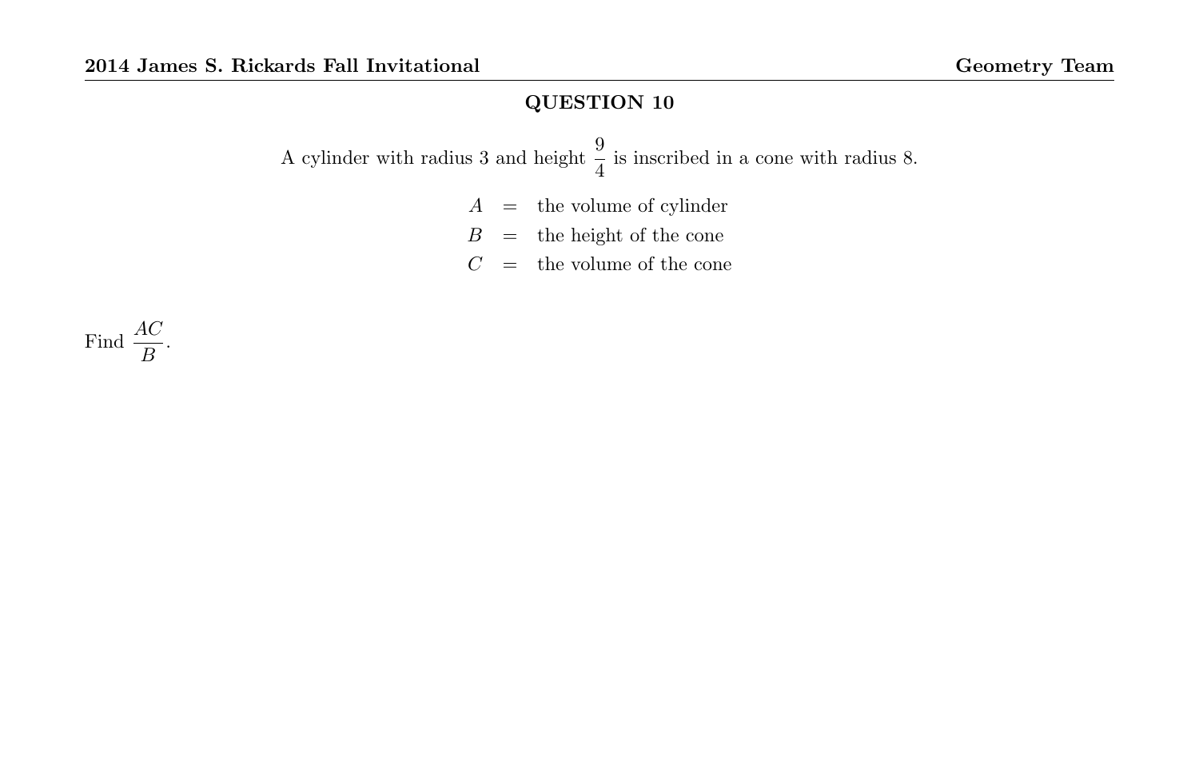## QUESTION 10

A cylinder with radius 3 and height $\frac{9}{4}$ is inscribed in a cone with radius 8.

$$A = \text{the volume of cylinder}$$
$$B = \text{the height of the cone}$$
$$C = \text{the volume of the cone}$$

Find $\frac{AC}{B}$.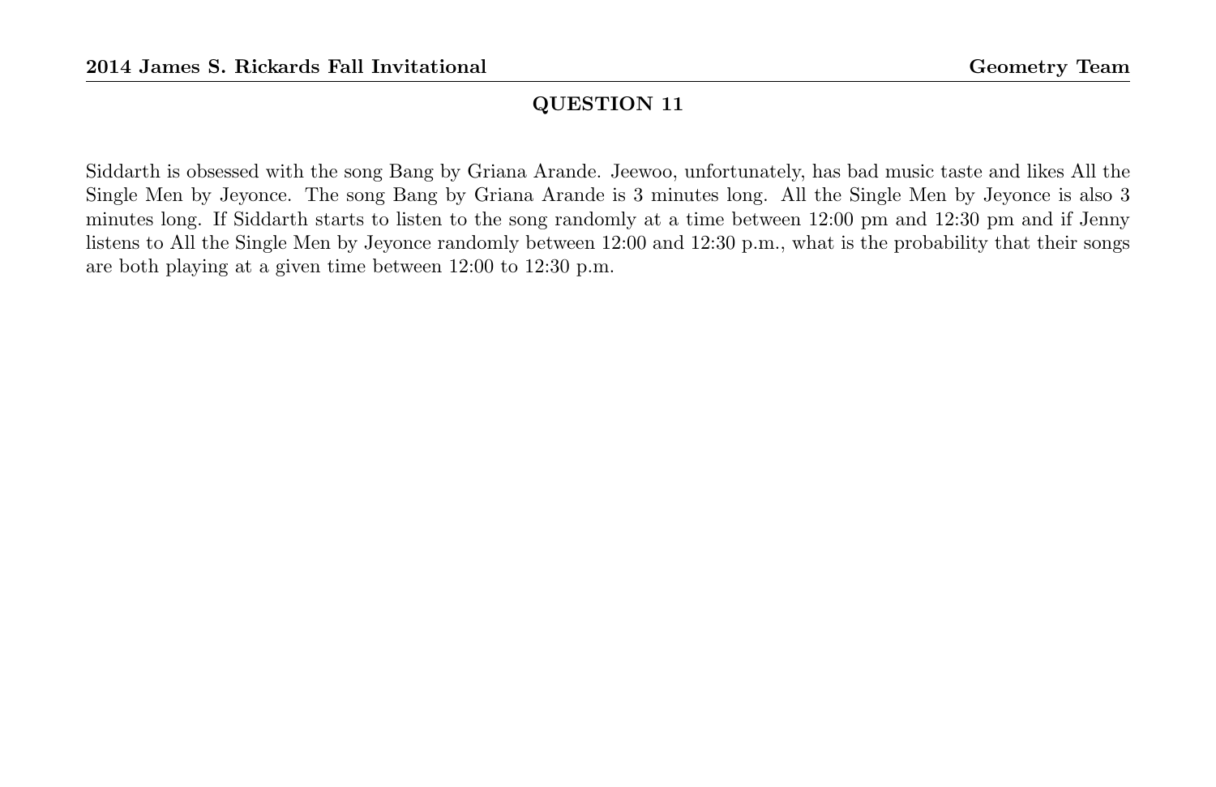## QUESTION 11

Siddarth is obsessed with the song Bang by Griana Arande. Jeewoo, unfortunately, has bad music taste and likes All the Single Men by Jeyonce. The song Bang by Griana Arande is 3 minutes long. All the Single Men by Jeyonce is also 3 minutes long. If Siddarth starts to listen to the song randomly at a time between 12:00 pm and 12:30 pm and if Jenny listens to All the Single Men by Jeyonce randomly between 12:00 and 12:30 p.m., what is the probability that their songs are both playing at a given time between 12:00 to 12:30 p.m.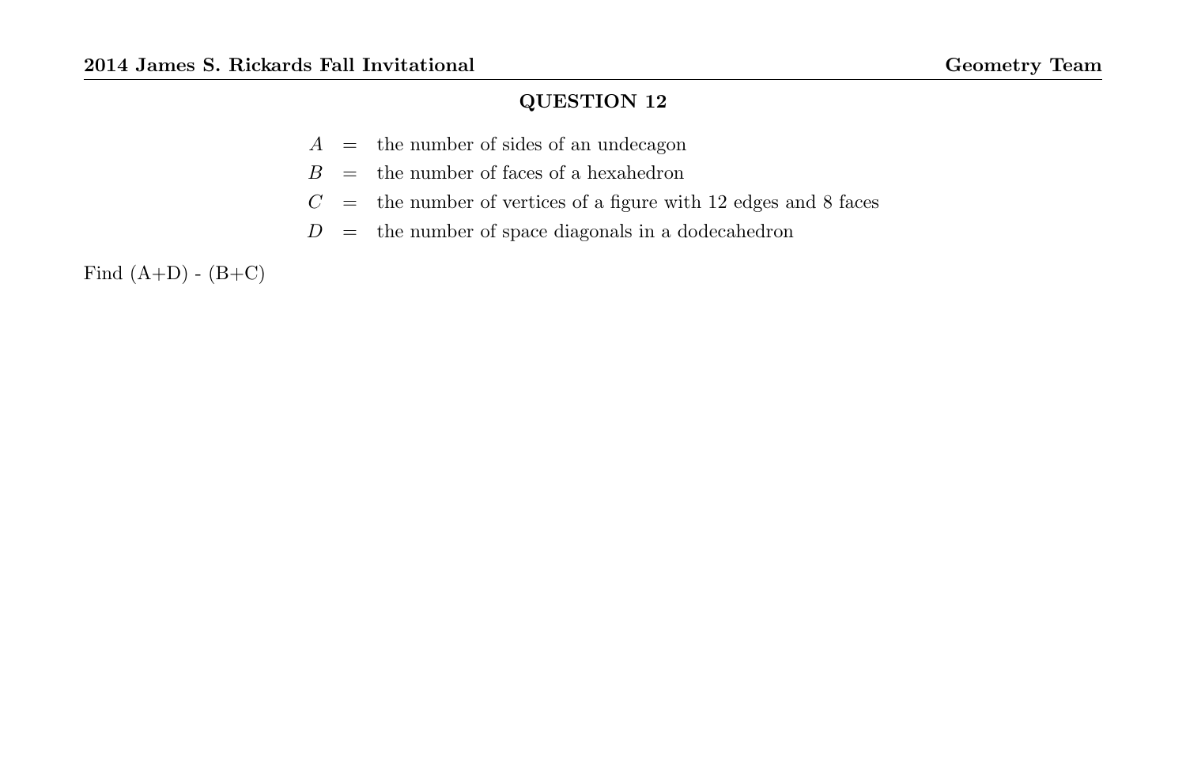## QUESTION 12

$A$ = the number of sides of an undecagon

$B$ = the number of faces of a hexahedron

$C$ = the number of vertices of a figure with 12 edges and 8 faces

$D$ = the number of space diagonals in a dodecahedron

Find (A+D) - (B+C)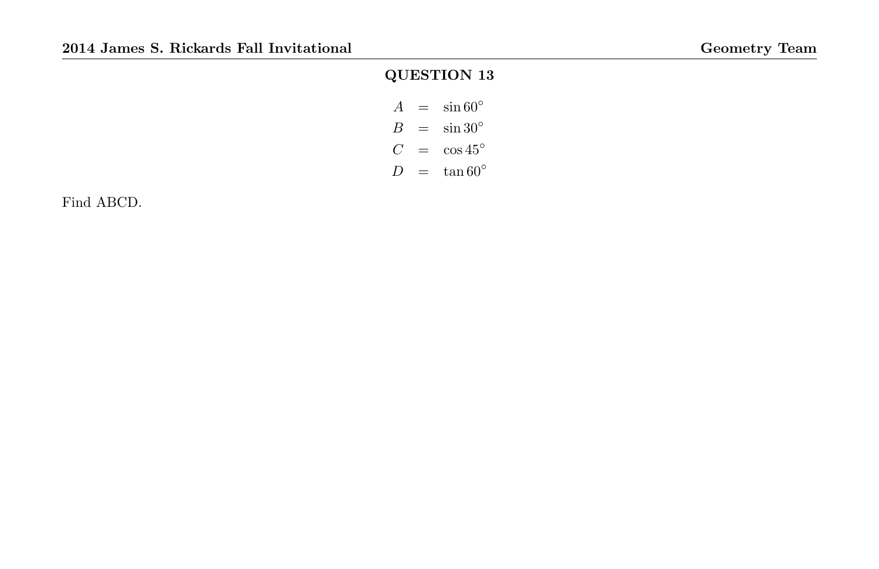## QUESTION 13

$$
\begin{aligned}
A &= \sin 60^\circ \\
B &= \sin 30^\circ \\
C &= \cos 45^\circ \\
D &= \tan 60^\circ
\end{aligned}
$$

Find ABCD.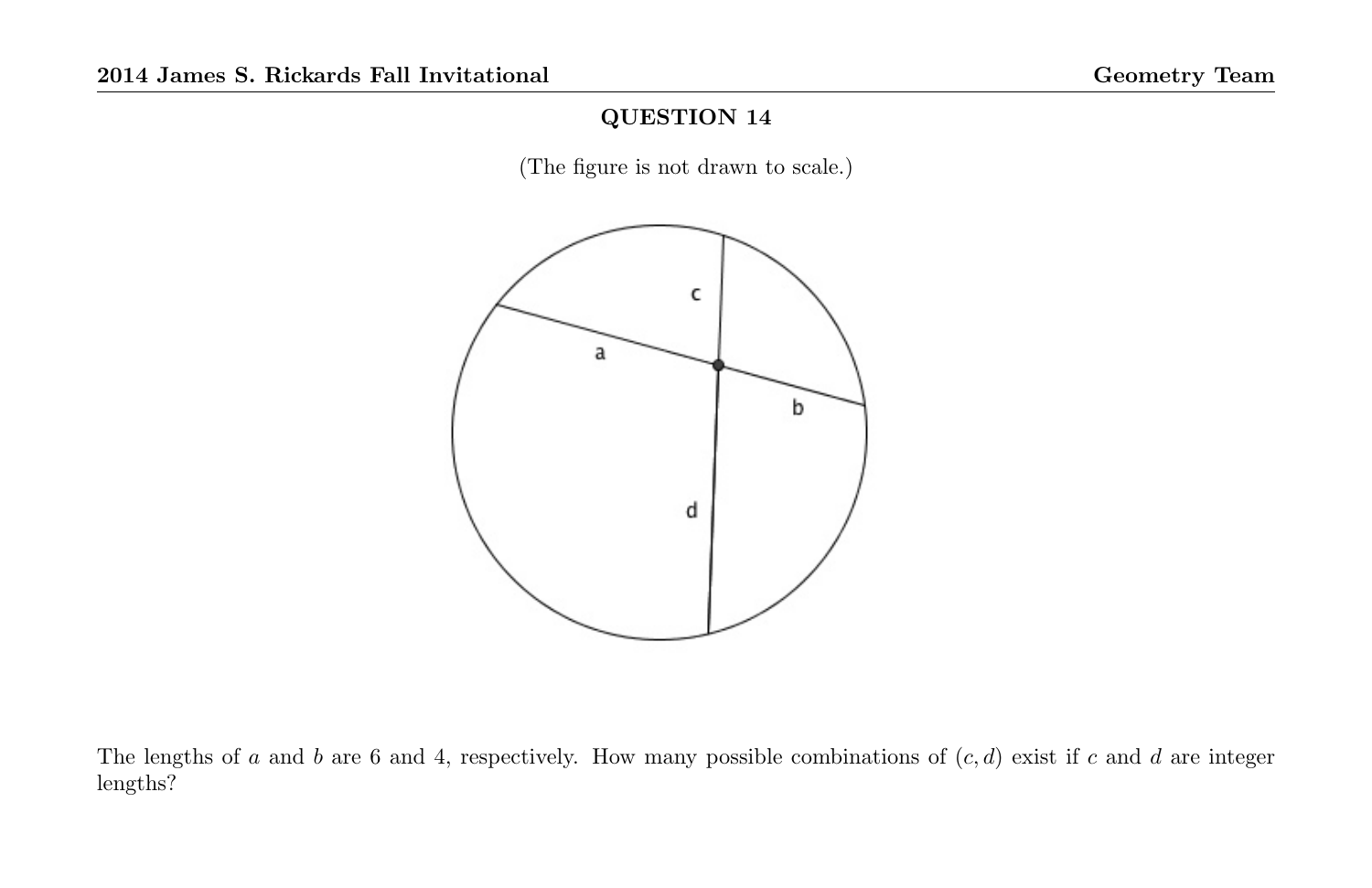## QUESTION 14

(The figure is not drawn to scale.)

c

a

b

d

The lengths of $a$ and $b$ are 6 and 4, respectively. How many possible combinations of $(c, d)$ exist if $c$ and $d$ are integer lengths?